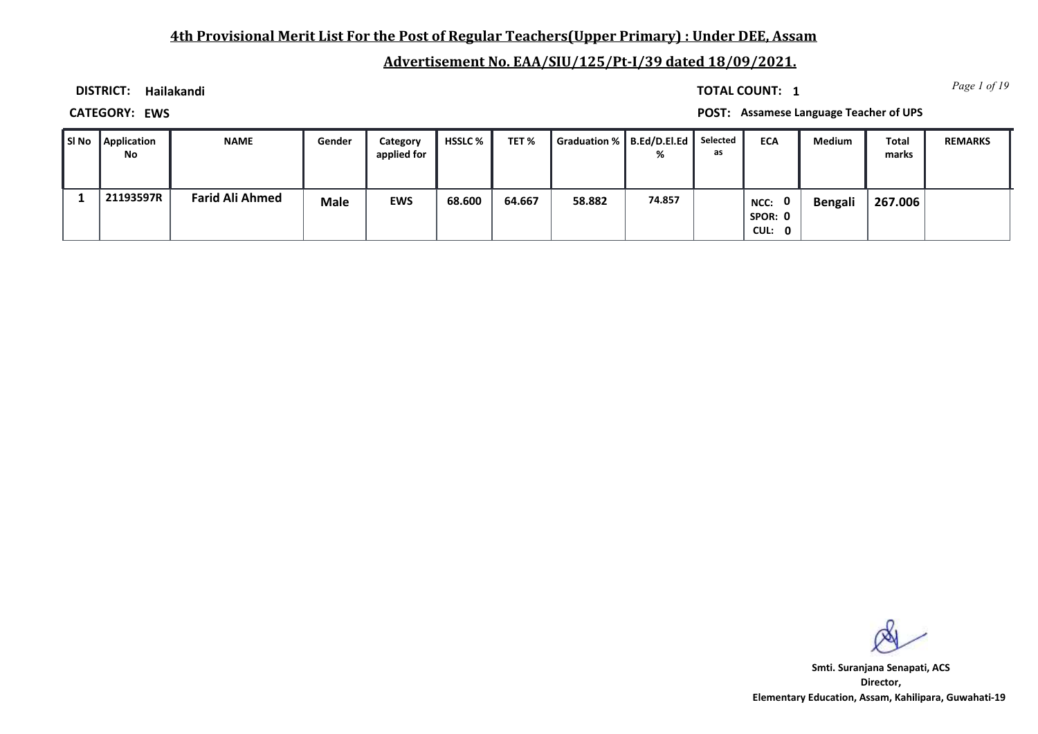# 4th Provisional Merit List For the Post of Regular Teachers(Upper Primary) : Under DEE, Assam

## Advertisement No. EAA/SIU/125/Pt-I/39 dated 18/09/2021.

**DISTRICT:** Hailakandi

**TOTAL COUNT:** 1

**CATEGORY:** EWS

**POST:** Assamese Language Teacher of UPS

| Sl No | Application No | NAME | Gender | Category applied for | HSSLC % | TET % | Graduation % | B.Ed/D.El.Ed % | Selected as | ECA | Medium | Total marks | REMARKS |
|---|---|---|---|---|---|---|---|---|---|---|---|---|---|
| 1 | 21193597R | Farid Ali Ahmed | Male | EWS | 68.600 | 64.667 | 58.882 | 74.857 | | NCC: 0 SPOR: 0 CUL: 0 | Bengali | 267.006 | |

**Smti. Suranjana Senapati, ACS**
**Director,**
**Elementary Education, Assam, Kahilipara, Guwahati-19**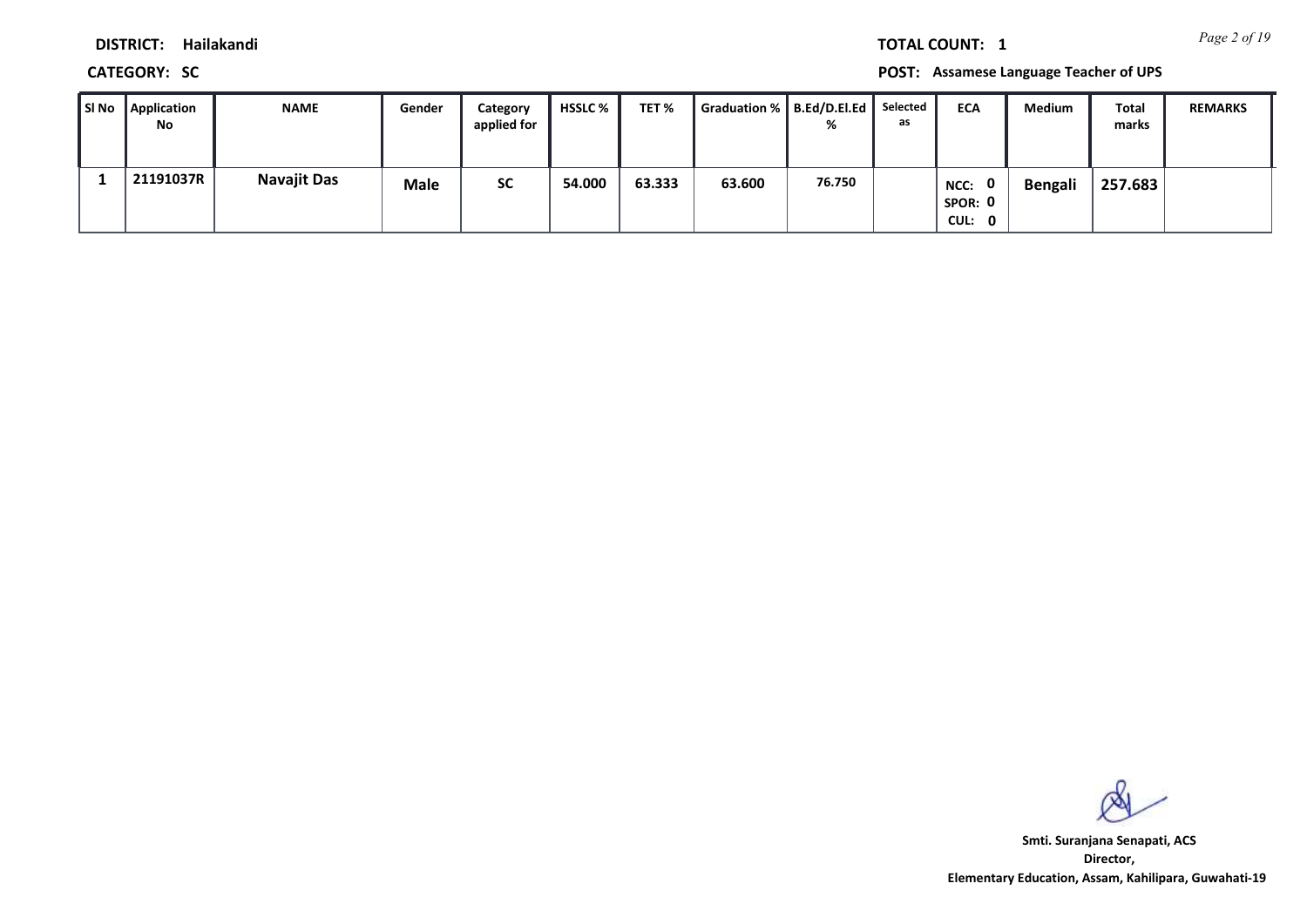**DISTRICT:** Hailakandi

**TOTAL COUNT:** 1

**CATEGORY:** SC

**POST:** Assamese Language Teacher of UPS

| Sl No | Application No | NAME | Gender | Category applied for | HSSLC % | TET % | Graduation % | B.Ed/D.El.Ed % | Selected as | ECA | Medium | Total marks | REMARKS |
|---|---|---|---|---|---|---|---|---|---|---|---|---|---|
| 1 | 21191037R | Navajit Das | Male | SC | 54.000 | 63.333 | 63.600 | 76.750 | | NCC: 0 SPOR: 0 CUL: 0 | Bengali | 257.683 | |

Smti. Suranjana Senapati, ACS
Director,
Elementary Education, Assam, Kahilipara, Guwahati-19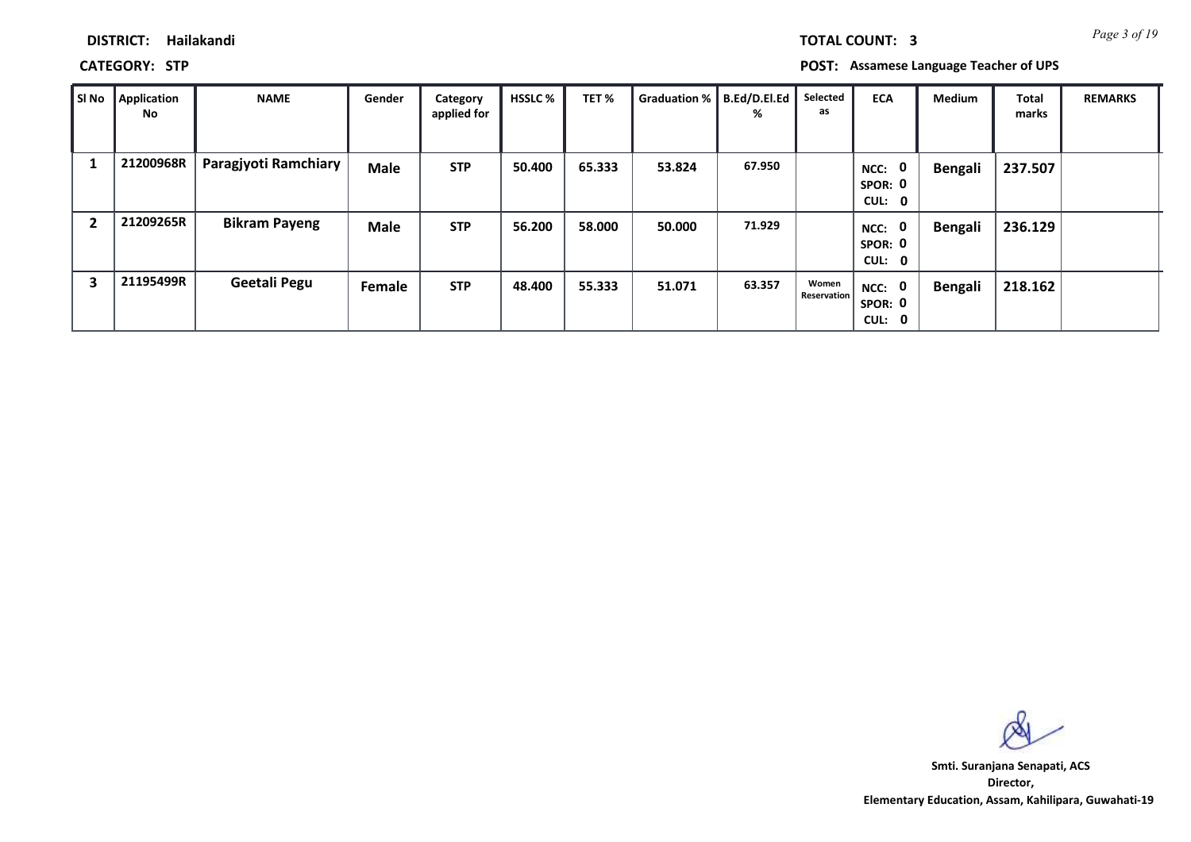**DISTRICT:** Hailakandi

**TOTAL COUNT:** 3

**CATEGORY:** STP

**POST:** Assamese Language Teacher of UPS

| Sl No | Application No | NAME | Gender | Category applied for | HSSLC % | TET % | Graduation % | B.Ed/D.El.Ed % | Selected as | ECA | Medium | Total marks | REMARKS |
|---|---|---|---|---|---|---|---|---|---|---|---|---|---|
| 1 | 21200968R | Paragjyoti Ramchiary | Male | STP | 50.400 | 65.333 | 53.824 | 67.950 | | NCC: 0 SPOR: 0 CUL: 0 | Bengali | 237.507 | |
| 2 | 21209265R | Bikram Payeng | Male | STP | 56.200 | 58.000 | 50.000 | 71.929 | | NCC: 0 SPOR: 0 CUL: 0 | Bengali | 236.129 | |
| 3 | 21195499R | Geetali Pegu | Female | STP | 48.400 | 55.333 | 51.071 | 63.357 | Women Reservation | NCC: 0 SPOR: 0 CUL: 0 | Bengali | 218.162 | |

**Smti. Suranjana Senapati, ACS**
**Director,**
**Elementary Education, Assam, Kahilipara, Guwahati-19**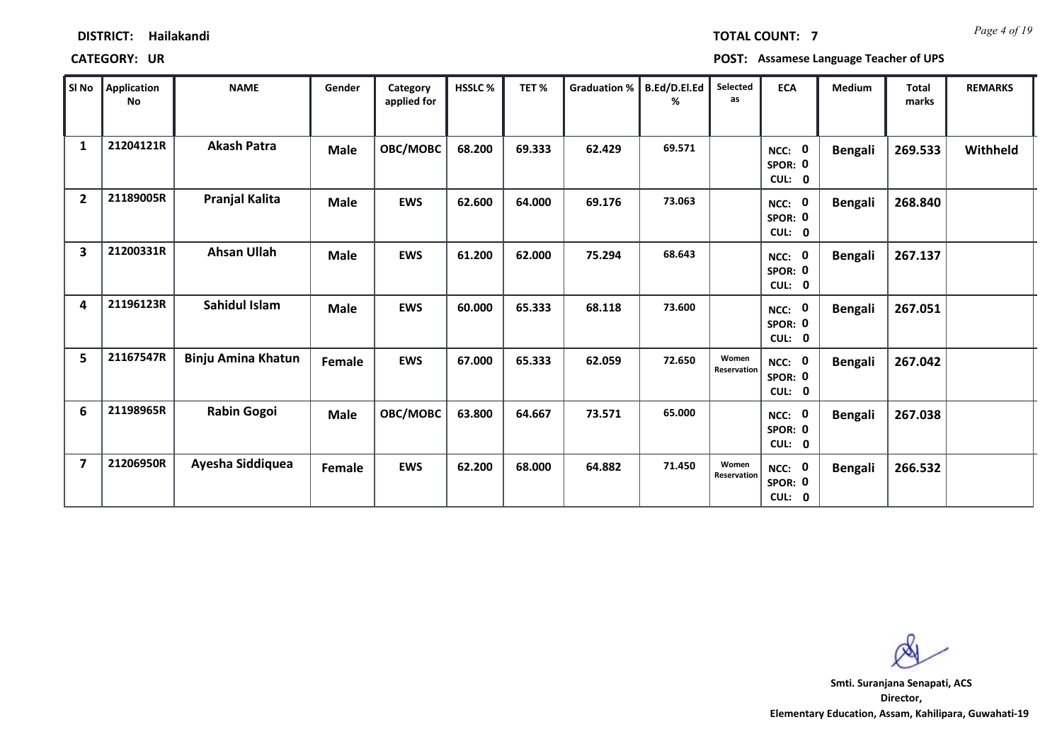**DISTRICT:** Hailakandi

**TOTAL COUNT:** 7

**CATEGORY:** UR

**POST:** Assamese Language Teacher of UPS

| Sl No | Application No | NAME | Gender | Category applied for | HSSLC % | TET % | Graduation % | B.Ed/D.El.Ed % | Selected as | ECA | Medium | Total marks | REMARKS |
|---|---|---|---|---|---|---|---|---|---|---|---|---|---|
| 1 | 21204121R | Akash Patra | Male | OBC/MOBC | 68.200 | 69.333 | 62.429 | 69.571 | | NCC: 0 SPOR: 0 CUL: 0 | Bengali | 269.533 | Withheld |
| 2 | 21189005R | Pranjal Kalita | Male | EWS | 62.600 | 64.000 | 69.176 | 73.063 | | NCC: 0 SPOR: 0 CUL: 0 | Bengali | 268.840 | |
| 3 | 21200331R | Ahsan Ullah | Male | EWS | 61.200 | 62.000 | 75.294 | 68.643 | | NCC: 0 SPOR: 0 CUL: 0 | Bengali | 267.137 | |
| 4 | 21196123R | Sahidul Islam | Male | EWS | 60.000 | 65.333 | 68.118 | 73.600 | | NCC: 0 SPOR: 0 CUL: 0 | Bengali | 267.051 | |
| 5 | 21167547R | Binju Amina Khatun | Female | EWS | 67.000 | 65.333 | 62.059 | 72.650 | Women Reservation | NCC: 0 SPOR: 0 CUL: 0 | Bengali | 267.042 | |
| 6 | 21198965R | Rabin Gogoi | Male | OBC/MOBC | 63.800 | 64.667 | 73.571 | 65.000 | | NCC: 0 SPOR: 0 CUL: 0 | Bengali | 267.038 | |
| 7 | 21206950R | Ayesha Siddiquea | Female | EWS | 62.200 | 68.000 | 64.882 | 71.450 | Women Reservation | NCC: 0 SPOR: 0 CUL: 0 | Bengali | 266.532 | |

**Smti. Suranjana Senapati, ACS**
**Director,**
**Elementary Education, Assam, Kahilipara, Guwahati-19**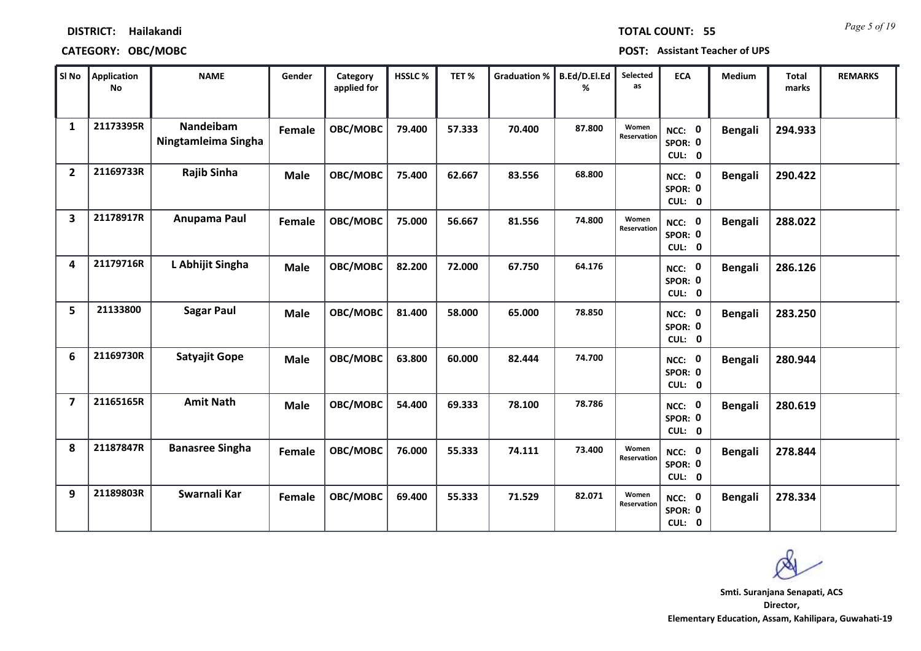**DISTRICT:** Hailakandi

**TOTAL COUNT:** 55

**CATEGORY:** OBC/MOBC

**POST:** Assistant Teacher of UPS

| Sl No | Application No | NAME | Gender | Category applied for | HSSLC % | TET % | Graduation % | B.Ed/D.El.Ed % | Selected as | ECA | Medium | Total marks | REMARKS |
|---|---|---|---|---|---|---|---|---|---|---|---|---|---|
| 1 | 21173395R | Nandeibam Ningtamleima Singha | Female | OBC/MOBC | 79.400 | 57.333 | 70.400 | 87.800 | Women Reservation | NCC: 0 SPOR: 0 CUL: 0 | Bengali | 294.933 | |
| 2 | 21169733R | Rajib Sinha | Male | OBC/MOBC | 75.400 | 62.667 | 83.556 | 68.800 | | NCC: 0 SPOR: 0 CUL: 0 | Bengali | 290.422 | |
| 3 | 21178917R | Anupama Paul | Female | OBC/MOBC | 75.000 | 56.667 | 81.556 | 74.800 | Women Reservation | NCC: 0 SPOR: 0 CUL: 0 | Bengali | 288.022 | |
| 4 | 21179716R | L Abhijit Singha | Male | OBC/MOBC | 82.200 | 72.000 | 67.750 | 64.176 | | NCC: 0 SPOR: 0 CUL: 0 | Bengali | 286.126 | |
| 5 | 21133800 | Sagar Paul | Male | OBC/MOBC | 81.400 | 58.000 | 65.000 | 78.850 | | NCC: 0 SPOR: 0 CUL: 0 | Bengali | 283.250 | |
| 6 | 21169730R | Satyajit Gope | Male | OBC/MOBC | 63.800 | 60.000 | 82.444 | 74.700 | | NCC: 0 SPOR: 0 CUL: 0 | Bengali | 280.944 | |
| 7 | 21165165R | Amit Nath | Male | OBC/MOBC | 54.400 | 69.333 | 78.100 | 78.786 | | NCC: 0 SPOR: 0 CUL: 0 | Bengali | 280.619 | |
| 8 | 21187847R | Banasree Singha | Female | OBC/MOBC | 76.000 | 55.333 | 74.111 | 73.400 | Women Reservation | NCC: 0 SPOR: 0 CUL: 0 | Bengali | 278.844 | |
| 9 | 21189803R | Swarnali Kar | Female | OBC/MOBC | 69.400 | 55.333 | 71.529 | 82.071 | Women Reservation | NCC: 0 SPOR: 0 CUL: 0 | Bengali | 278.334 | |

**Smt. Suranjana Senapati, ACS**
**Director,**
**Elementary Education, Assam, Kahilipara, Guwahati-19**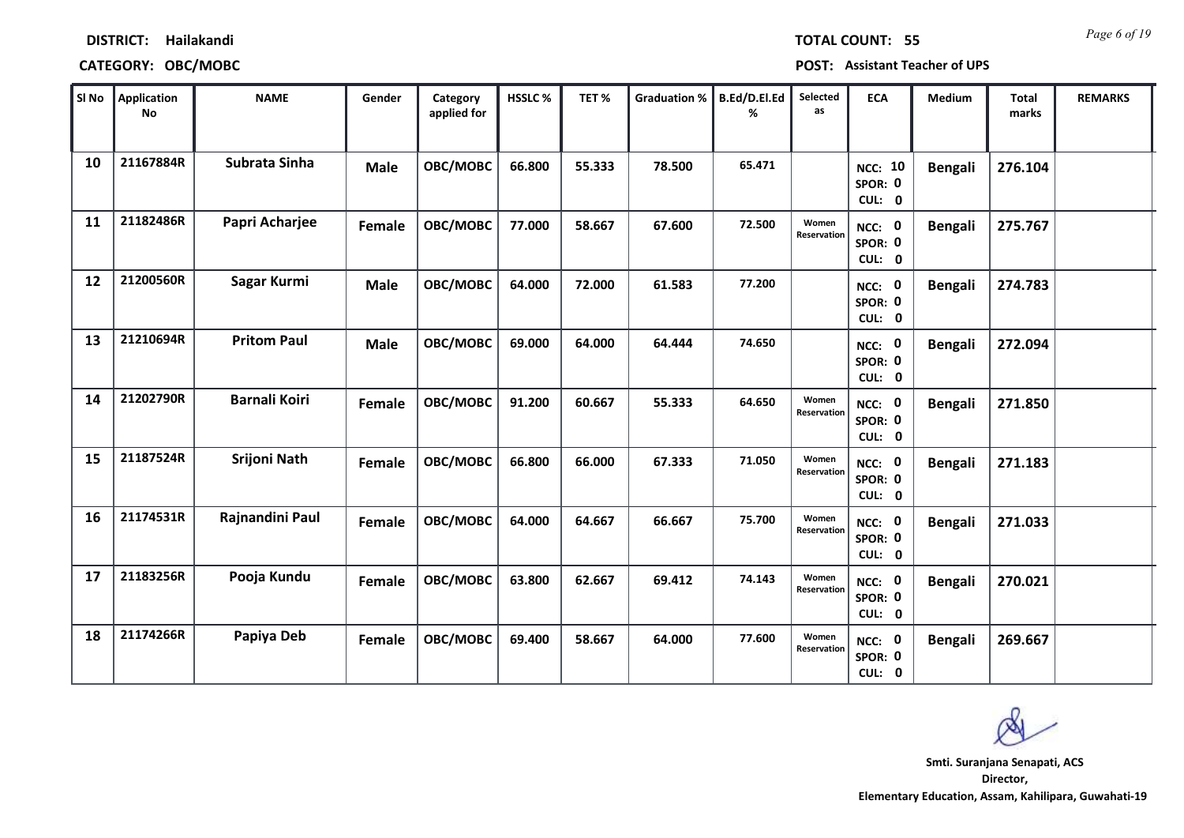**DISTRICT:** Hailakandi

**TOTAL COUNT:** 55

**CATEGORY:** OBC/MOBC

**POST:** Assistant Teacher of UPS

| Sl No | Application No | NAME | Gender | Category applied for | HSSLC % | TET % | Graduation % | B.Ed/D.El.Ed % | Selected as | ECA | Medium | Total marks | REMARKS |
|---|---|---|---|---|---|---|---|---|---|---|---|---|---|
| 10 | 21167884R | Subrata Sinha | Male | OBC/MOBC | 66.800 | 55.333 | 78.500 | 65.471 | | NCC: 10 SPOR: 0 CUL: 0 | Bengali | 276.104 | |
| 11 | 21182486R | Papri Acharjee | Female | OBC/MOBC | 77.000 | 58.667 | 67.600 | 72.500 | Women Reservation | NCC: 0 SPOR: 0 CUL: 0 | Bengali | 275.767 | |
| 12 | 21200560R | Sagar Kurmi | Male | OBC/MOBC | 64.000 | 72.000 | 61.583 | 77.200 | | NCC: 0 SPOR: 0 CUL: 0 | Bengali | 274.783 | |
| 13 | 21210694R | Pritom Paul | Male | OBC/MOBC | 69.000 | 64.000 | 64.444 | 74.650 | | NCC: 0 SPOR: 0 CUL: 0 | Bengali | 272.094 | |
| 14 | 21202790R | Barnali Koiri | Female | OBC/MOBC | 91.200 | 60.667 | 55.333 | 64.650 | Women Reservation | NCC: 0 SPOR: 0 CUL: 0 | Bengali | 271.850 | |
| 15 | 21187524R | Srijoni Nath | Female | OBC/MOBC | 66.800 | 66.000 | 67.333 | 71.050 | Women Reservation | NCC: 0 SPOR: 0 CUL: 0 | Bengali | 271.183 | |
| 16 | 21174531R | Rajnandini Paul | Female | OBC/MOBC | 64.000 | 64.667 | 66.667 | 75.700 | Women Reservation | NCC: 0 SPOR: 0 CUL: 0 | Bengali | 271.033 | |
| 17 | 21183256R | Pooja Kundu | Female | OBC/MOBC | 63.800 | 62.667 | 69.412 | 74.143 | Women Reservation | NCC: 0 SPOR: 0 CUL: 0 | Bengali | 270.021 | |
| 18 | 21174266R | Papiya Deb | Female | OBC/MOBC | 69.400 | 58.667 | 64.000 | 77.600 | Women Reservation | NCC: 0 SPOR: 0 CUL: 0 | Bengali | 269.667 | |

**Smti. Suranjana Senapati, ACS**
**Director,**
**Elementary Education, Assam, Kahilipara, Guwahati-19**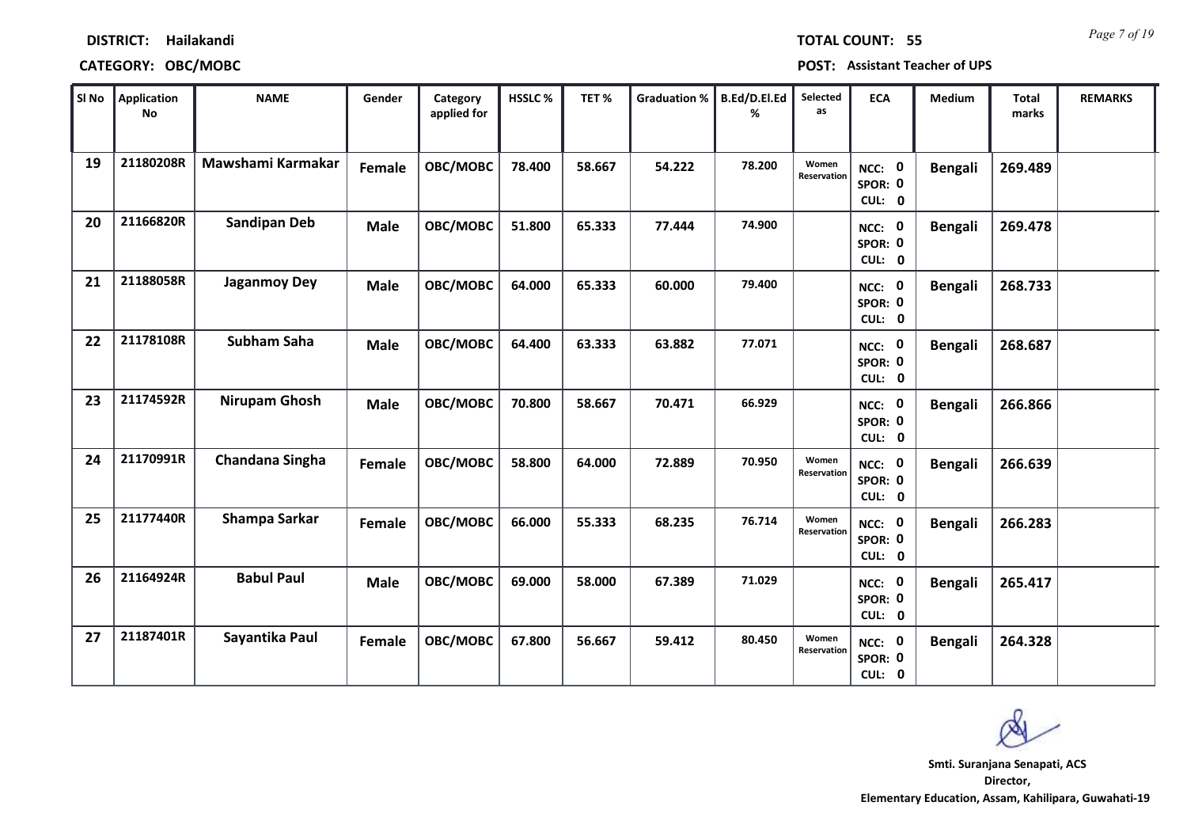**DISTRICT:** Hailakandi

**TOTAL COUNT:** 55

**CATEGORY:** OBC/MOBC

**POST:** Assistant Teacher of UPS

| Sl No | Application No | NAME | Gender | Category applied for | HSSLC % | TET % | Graduation % | B.Ed/D.El.Ed % | Selected as | ECA | Medium | Total marks | REMARKS |
|---|---|---|---|---|---|---|---|---|---|---|---|---|---|
| 19 | 21180208R | Mawshami Karmakar | Female | OBC/MOBC | 78.400 | 58.667 | 54.222 | 78.200 | Women Reservation | NCC: 0 SPOR: 0 CUL: 0 | Bengali | 269.489 | |
| 20 | 21166820R | Sandipan Deb | Male | OBC/MOBC | 51.800 | 65.333 | 77.444 | 74.900 | | NCC: 0 SPOR: 0 CUL: 0 | Bengali | 269.478 | |
| 21 | 21188058R | Jaganmoy Dey | Male | OBC/MOBC | 64.000 | 65.333 | 60.000 | 79.400 | | NCC: 0 SPOR: 0 CUL: 0 | Bengali | 268.733 | |
| 22 | 21178108R | Subham Saha | Male | OBC/MOBC | 64.400 | 63.333 | 63.882 | 77.071 | | NCC: 0 SPOR: 0 CUL: 0 | Bengali | 268.687 | |
| 23 | 21174592R | Nirupam Ghosh | Male | OBC/MOBC | 70.800 | 58.667 | 70.471 | 66.929 | | NCC: 0 SPOR: 0 CUL: 0 | Bengali | 266.866 | |
| 24 | 21170991R | Chandana Singha | Female | OBC/MOBC | 58.800 | 64.000 | 72.889 | 70.950 | Women Reservation | NCC: 0 SPOR: 0 CUL: 0 | Bengali | 266.639 | |
| 25 | 21177440R | Shampa Sarkar | Female | OBC/MOBC | 66.000 | 55.333 | 68.235 | 76.714 | Women Reservation | NCC: 0 SPOR: 0 CUL: 0 | Bengali | 266.283 | |
| 26 | 21164924R | Babul Paul | Male | OBC/MOBC | 69.000 | 58.000 | 67.389 | 71.029 | | NCC: 0 SPOR: 0 CUL: 0 | Bengali | 265.417 | |
| 27 | 21187401R | Sayantika Paul | Female | OBC/MOBC | 67.800 | 56.667 | 59.412 | 80.450 | Women Reservation | NCC: 0 SPOR: 0 CUL: 0 | Bengali | 264.328 | |

**Smti. Suranjana Senapati, ACS**
**Director,**
**Elementary Education, Assam, Kahilipara, Guwahati-19**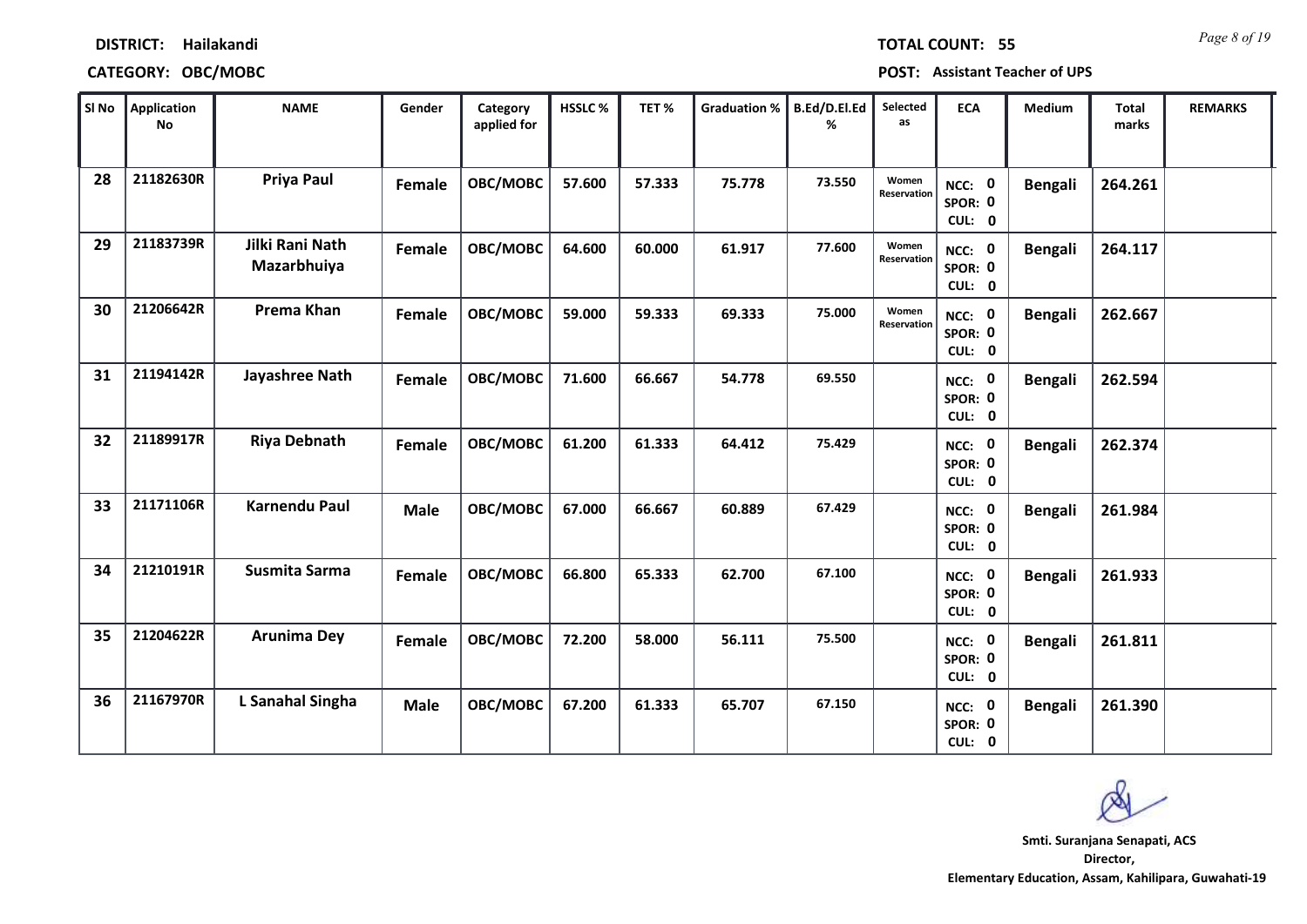**DISTRICT: Hailakandi**

**TOTAL COUNT: 55**

**CATEGORY: OBC/MOBC**

**POST: Assistant Teacher of UPS**

| Sl No | Application No | NAME | Gender | Category applied for | HSSLC % | TET % | Graduation % | B.Ed/D.El.Ed % | Selected as | ECA | Medium | Total marks | REMARKS |
|---|---|---|---|---|---|---|---|---|---|---|---|---|---|
| 28 | 21182630R | Priya Paul | Female | OBC/MOBC | 57.600 | 57.333 | 75.778 | 73.550 | Women Reservation | NCC: 0 SPOR: 0 CUL: 0 | Bengali | 264.261 | |
| 29 | 21183739R | Jilki Rani Nath Mazarbhuiya | Female | OBC/MOBC | 64.600 | 60.000 | 61.917 | 77.600 | Women Reservation | NCC: 0 SPOR: 0 CUL: 0 | Bengali | 264.117 | |
| 30 | 21206642R | Prema Khan | Female | OBC/MOBC | 59.000 | 59.333 | 69.333 | 75.000 | Women Reservation | NCC: 0 SPOR: 0 CUL: 0 | Bengali | 262.667 | |
| 31 | 21194142R | Jayashree Nath | Female | OBC/MOBC | 71.600 | 66.667 | 54.778 | 69.550 | | NCC: 0 SPOR: 0 CUL: 0 | Bengali | 262.594 | |
| 32 | 21189917R | Riya Debnath | Female | OBC/MOBC | 61.200 | 61.333 | 64.412 | 75.429 | | NCC: 0 SPOR: 0 CUL: 0 | Bengali | 262.374 | |
| 33 | 21171106R | Karnendu Paul | Male | OBC/MOBC | 67.000 | 66.667 | 60.889 | 67.429 | | NCC: 0 SPOR: 0 CUL: 0 | Bengali | 261.984 | |
| 34 | 21210191R | Susmita Sarma | Female | OBC/MOBC | 66.800 | 65.333 | 62.700 | 67.100 | | NCC: 0 SPOR: 0 CUL: 0 | Bengali | 261.933 | |
| 35 | 21204622R | Arunima Dey | Female | OBC/MOBC | 72.200 | 58.000 | 56.111 | 75.500 | | NCC: 0 SPOR: 0 CUL: 0 | Bengali | 261.811 | |
| 36 | 21167970R | L Sanahal Singha | Male | OBC/MOBC | 67.200 | 61.333 | 65.707 | 67.150 | | NCC: 0 SPOR: 0 CUL: 0 | Bengali | 261.390 | |

**Smt. Suranjana Senapati, ACS**
**Director,**
**Elementary Education, Assam, Kahilipara, Guwahati-19**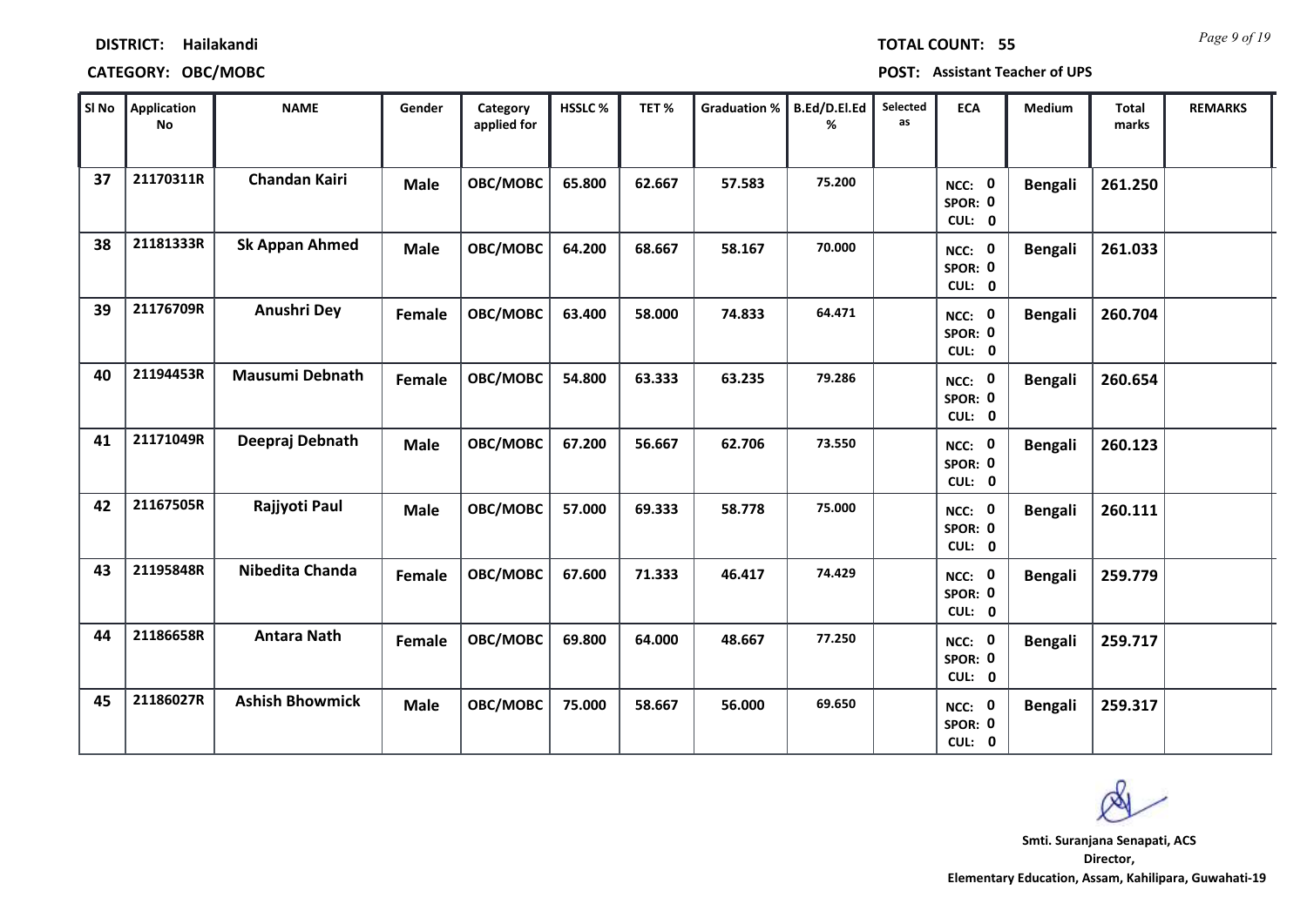**DISTRICT:** Hailakandi

**TOTAL COUNT:** 55

**CATEGORY:** OBC/MOBC

**POST:** Assistant Teacher of UPS

| Sl No | Application No | NAME | Gender | Category applied for | HSSLC % | TET % | Graduation % | B.Ed/D.El.Ed % | Selected as | ECA | Medium | Total marks | REMARKS |
|---|---|---|---|---|---|---|---|---|---|---|---|---|---|
| 37 | 21170311R | Chandan Kairi | Male | OBC/MOBC | 65.800 | 62.667 | 57.583 | 75.200 | | NCC: 0 SPOR: 0 CUL: 0 | Bengali | 261.250 | |
| 38 | 21181333R | Sk Appan Ahmed | Male | OBC/MOBC | 64.200 | 68.667 | 58.167 | 70.000 | | NCC: 0 SPOR: 0 CUL: 0 | Bengali | 261.033 | |
| 39 | 21176709R | Anushri Dey | Female | OBC/MOBC | 63.400 | 58.000 | 74.833 | 64.471 | | NCC: 0 SPOR: 0 CUL: 0 | Bengali | 260.704 | |
| 40 | 21194453R | Mausumi Debnath | Female | OBC/MOBC | 54.800 | 63.333 | 63.235 | 79.286 | | NCC: 0 SPOR: 0 CUL: 0 | Bengali | 260.654 | |
| 41 | 21171049R | Deepraj Debnath | Male | OBC/MOBC | 67.200 | 56.667 | 62.706 | 73.550 | | NCC: 0 SPOR: 0 CUL: 0 | Bengali | 260.123 | |
| 42 | 21167505R | Rajjyoti Paul | Male | OBC/MOBC | 57.000 | 69.333 | 58.778 | 75.000 | | NCC: 0 SPOR: 0 CUL: 0 | Bengali | 260.111 | |
| 43 | 21195848R | Nibedita Chanda | Female | OBC/MOBC | 67.600 | 71.333 | 46.417 | 74.429 | | NCC: 0 SPOR: 0 CUL: 0 | Bengali | 259.779 | |
| 44 | 21186658R | Antara Nath | Female | OBC/MOBC | 69.800 | 64.000 | 48.667 | 77.250 | | NCC: 0 SPOR: 0 CUL: 0 | Bengali | 259.717 | |
| 45 | 21186027R | Ashish Bhowmick | Male | OBC/MOBC | 75.000 | 58.667 | 56.000 | 69.650 | | NCC: 0 SPOR: 0 CUL: 0 | Bengali | 259.317 | |

**Smti. Suranjana Senapati, ACS**
**Director,**
**Elementary Education, Assam, Kahilipara, Guwahati-19**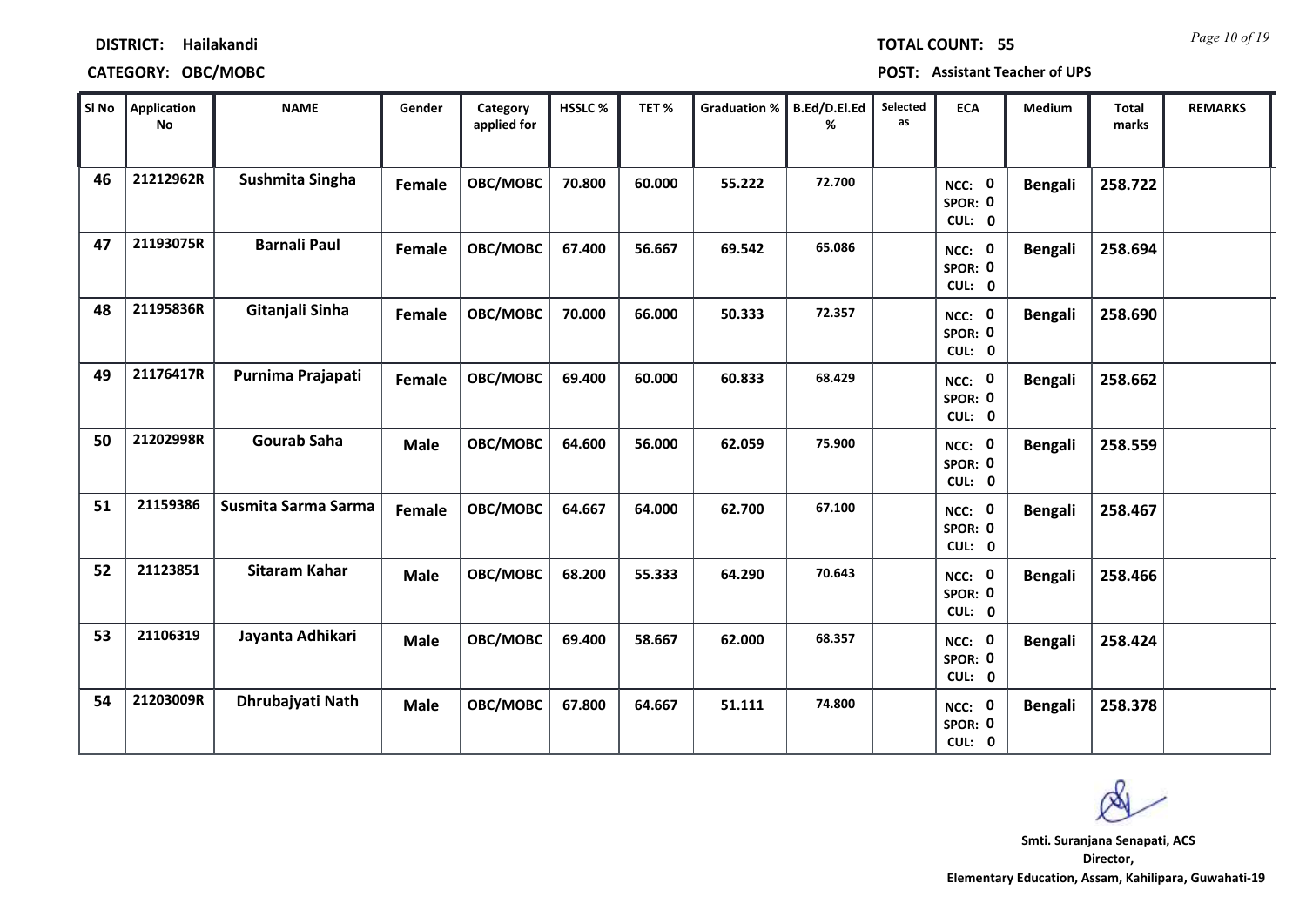**DISTRICT:** Hailakandi

**TOTAL COUNT:** 55

**CATEGORY:** OBC/MOBC

**POST:** Assistant Teacher of UPS

| Sl No | Application No | NAME | Gender | Category applied for | HSSLC % | TET % | Graduation % | B.Ed/D.El.Ed % | Selected as | ECA | Medium | Total marks | REMARKS |
|---|---|---|---|---|---|---|---|---|---|---|---|---|---|
| 46 | 21212962R | Sushmita Singha | Female | OBC/MOBC | 70.800 | 60.000 | 55.222 | 72.700 | | NCC: 0 SPOR: 0 CUL: 0 | Bengali | 258.722 | |
| 47 | 21193075R | Barnali Paul | Female | OBC/MOBC | 67.400 | 56.667 | 69.542 | 65.086 | | NCC: 0 SPOR: 0 CUL: 0 | Bengali | 258.694 | |
| 48 | 21195836R | Gitanjali Sinha | Female | OBC/MOBC | 70.000 | 66.000 | 50.333 | 72.357 | | NCC: 0 SPOR: 0 CUL: 0 | Bengali | 258.690 | |
| 49 | 21176417R | Purnima Prajapati | Female | OBC/MOBC | 69.400 | 60.000 | 60.833 | 68.429 | | NCC: 0 SPOR: 0 CUL: 0 | Bengali | 258.662 | |
| 50 | 21202998R | Gourab Saha | Male | OBC/MOBC | 64.600 | 56.000 | 62.059 | 75.900 | | NCC: 0 SPOR: 0 CUL: 0 | Bengali | 258.559 | |
| 51 | 21159386 | Susmita Sarma Sarma | Female | OBC/MOBC | 64.667 | 64.000 | 62.700 | 67.100 | | NCC: 0 SPOR: 0 CUL: 0 | Bengali | 258.467 | |
| 52 | 21123851 | Sitaram Kahar | Male | OBC/MOBC | 68.200 | 55.333 | 64.290 | 70.643 | | NCC: 0 SPOR: 0 CUL: 0 | Bengali | 258.466 | |
| 53 | 21106319 | Jayanta Adhikari | Male | OBC/MOBC | 69.400 | 58.667 | 62.000 | 68.357 | | NCC: 0 SPOR: 0 CUL: 0 | Bengali | 258.424 | |
| 54 | 21203009R | Dhrubajyati Nath | Male | OBC/MOBC | 67.800 | 64.667 | 51.111 | 74.800 | | NCC: 0 SPOR: 0 CUL: 0 | Bengali | 258.378 | |

**Smti. Suranjana Senapati, ACS**
**Director,**
**Elementary Education, Assam, Kahilipara, Guwahati-19**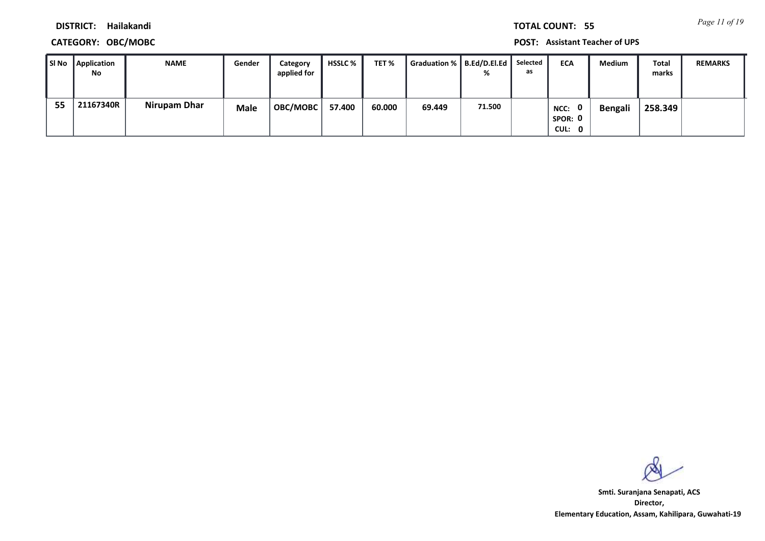**DISTRICT:** Hailakandi

**CATEGORY:** OBC/MOBC

**TOTAL COUNT:** 55

**POST:** Assistant Teacher of UPS

| Sl No | Application No | NAME | Gender | Category applied for | HSSLC % | TET % | Graduation % | B.Ed/D.El.Ed % | Selected as | ECA | Medium | Total marks | REMARKS |
|---|---|---|---|---|---|---|---|---|---|---|---|---|---|
| 55 | 21167340R | Nirupam Dhar | Male | OBC/MOBC | 57.400 | 60.000 | 69.449 | 71.500 | | NCC: 0 SPOR: 0 CUL: 0 | Bengali | 258.349 | |

**Smti. Suranjana Senapati, ACS**
**Director,**
**Elementary Education, Assam, Kahilipara, Guwahati-19**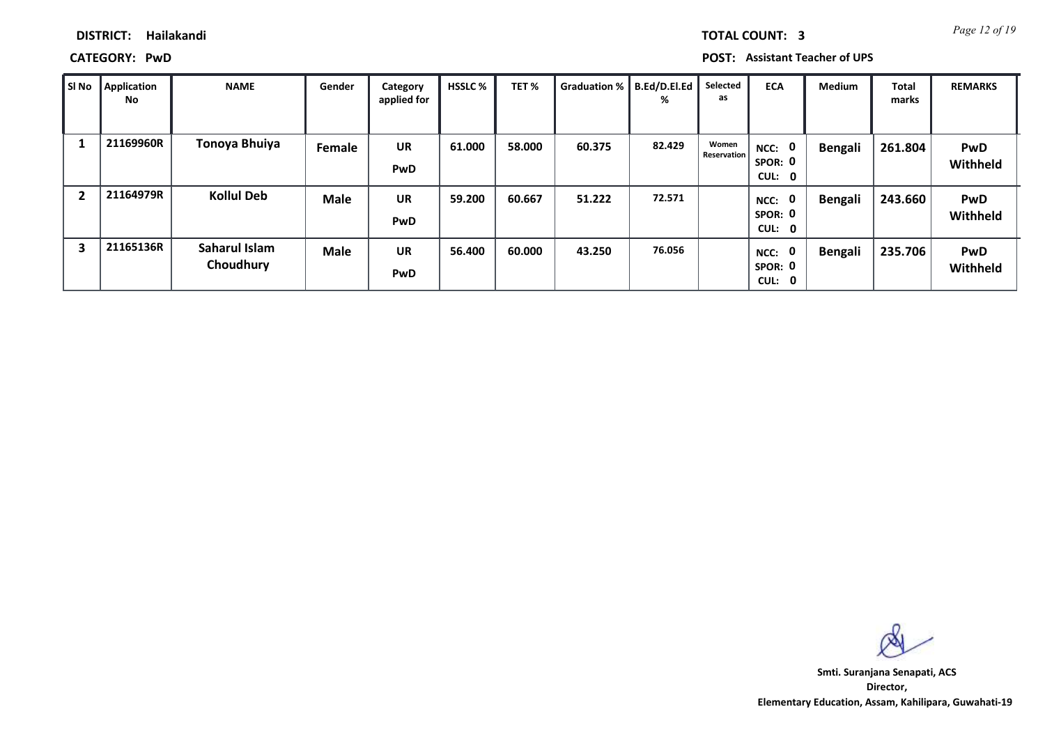**DISTRICT:** Hailakandi

**TOTAL COUNT:** 3

**CATEGORY:** PwD

**POST:** Assistant Teacher of UPS

| Sl No | Application No | NAME | Gender | Category applied for | HSSLC % | TET % | Graduation % | B.Ed/D.El.Ed % | Selected as | ECA | Medium | Total marks | REMARKS |
|---|---|---|---|---|---|---|---|---|---|---|---|---|---|
| 1 | 21169960R | Tonoya Bhuiya | Female | UR PwD | 61.000 | 58.000 | 60.375 | 82.429 | Women Reservation | NCC: 0 SPOR: 0 CUL: 0 | Bengali | 261.804 | PwD Withheld |
| 2 | 21164979R | Kollul Deb | Male | UR PwD | 59.200 | 60.667 | 51.222 | 72.571 | | NCC: 0 SPOR: 0 CUL: 0 | Bengali | 243.660 | PwD Withheld |
| 3 | 21165136R | Saharul Islam Choudhury | Male | UR PwD | 56.400 | 60.000 | 43.250 | 76.056 | | NCC: 0 SPOR: 0 CUL: 0 | Bengali | 235.706 | PwD Withheld |

**Smti. Suranjana Senapati, ACS**
**Director,**
**Elementary Education, Assam, Kahilipara, Guwahati-19**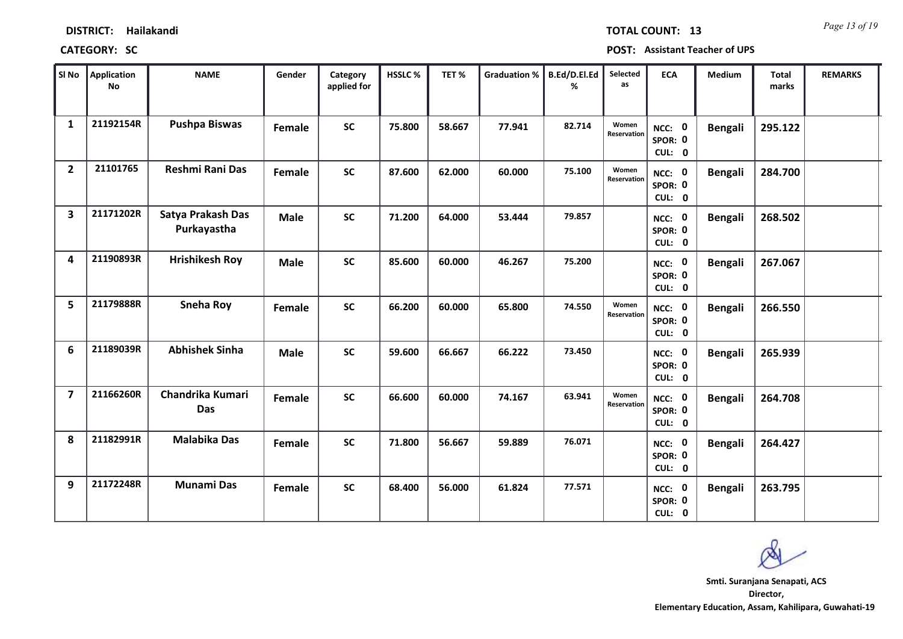**DISTRICT:** Hailakandi

**TOTAL COUNT:** 13

**CATEGORY:** SC

**POST:** Assistant Teacher of UPS

| Sl No | Application No | NAME | Gender | Category applied for | HSSLC % | TET % | Graduation % | B.Ed/D.El.Ed % | Selected as | ECA | Medium | Total marks | REMARKS |
|---|---|---|---|---|---|---|---|---|---|---|---|---|---|
| 1 | 21192154R | Pushpa Biswas | Female | SC | 75.800 | 58.667 | 77.941 | 82.714 | Women Reservation | NCC: 0 SPOR: 0 CUL: 0 | Bengali | 295.122 | |
| 2 | 21101765 | Reshmi Rani Das | Female | SC | 87.600 | 62.000 | 60.000 | 75.100 | Women Reservation | NCC: 0 SPOR: 0 CUL: 0 | Bengali | 284.700 | |
| 3 | 21171202R | Satya Prakash Das Purkayastha | Male | SC | 71.200 | 64.000 | 53.444 | 79.857 | | NCC: 0 SPOR: 0 CUL: 0 | Bengali | 268.502 | |
| 4 | 21190893R | Hrishikesh Roy | Male | SC | 85.600 | 60.000 | 46.267 | 75.200 | | NCC: 0 SPOR: 0 CUL: 0 | Bengali | 267.067 | |
| 5 | 21179888R | Sneha Roy | Female | SC | 66.200 | 60.000 | 65.800 | 74.550 | Women Reservation | NCC: 0 SPOR: 0 CUL: 0 | Bengali | 266.550 | |
| 6 | 21189039R | Abhishek Sinha | Male | SC | 59.600 | 66.667 | 66.222 | 73.450 | | NCC: 0 SPOR: 0 CUL: 0 | Bengali | 265.939 | |
| 7 | 21166260R | Chandrika Kumari Das | Female | SC | 66.600 | 60.000 | 74.167 | 63.941 | Women Reservation | NCC: 0 SPOR: 0 CUL: 0 | Bengali | 264.708 | |
| 8 | 21182991R | Malabika Das | Female | SC | 71.800 | 56.667 | 59.889 | 76.071 | | NCC: 0 SPOR: 0 CUL: 0 | Bengali | 264.427 | |
| 9 | 21172248R | Munami Das | Female | SC | 68.400 | 56.000 | 61.824 | 77.571 | | NCC: 0 SPOR: 0 CUL: 0 | Bengali | 263.795 | |

Smti. Suranjana Senapati, ACS
Director,
Elementary Education, Assam, Kahilipara, Guwahati-19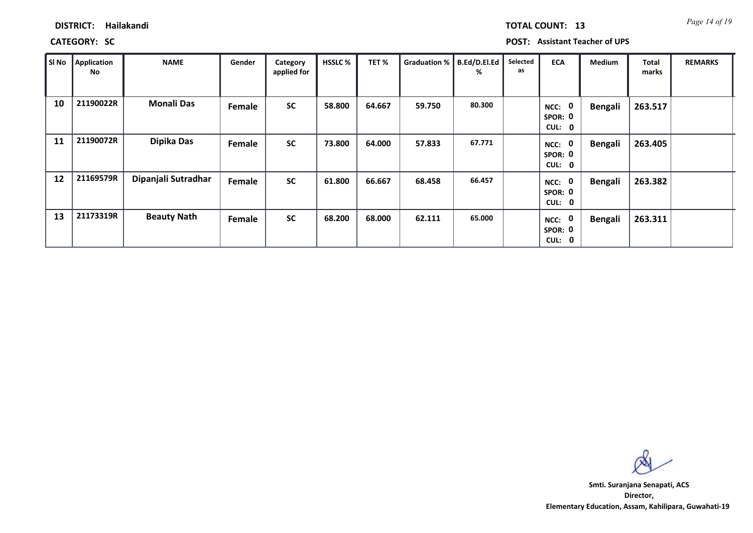**DISTRICT:** Hailakandi

**TOTAL COUNT:** 13

**CATEGORY:** SC

**POST:** Assistant Teacher of UPS

| Sl No | Application No | NAME | Gender | Category applied for | HSSLC % | TET % | Graduation % | B.Ed/D.El.Ed % | Selected as | ECA | Medium | Total marks | REMARKS |
|---|---|---|---|---|---|---|---|---|---|---|---|---|---|
| 10 | 21190022R | Monali Das | Female | SC | 58.800 | 64.667 | 59.750 | 80.300 | | NCC: 0 SPOR: 0 CUL: 0 | Bengali | 263.517 | |
| 11 | 21190072R | Dipika Das | Female | SC | 73.800 | 64.000 | 57.833 | 67.771 | | NCC: 0 SPOR: 0 CUL: 0 | Bengali | 263.405 | |
| 12 | 21169579R | Dipanjali Sutradhar | Female | SC | 61.800 | 66.667 | 68.458 | 66.457 | | NCC: 0 SPOR: 0 CUL: 0 | Bengali | 263.382 | |
| 13 | 21173319R | Beauty Nath | Female | SC | 68.200 | 68.000 | 62.111 | 65.000 | | NCC: 0 SPOR: 0 CUL: 0 | Bengali | 263.311 | |

**Smti. Suranjana Senapati, ACS**
**Director,**
**Elementary Education, Assam, Kahilipara, Guwahati-19**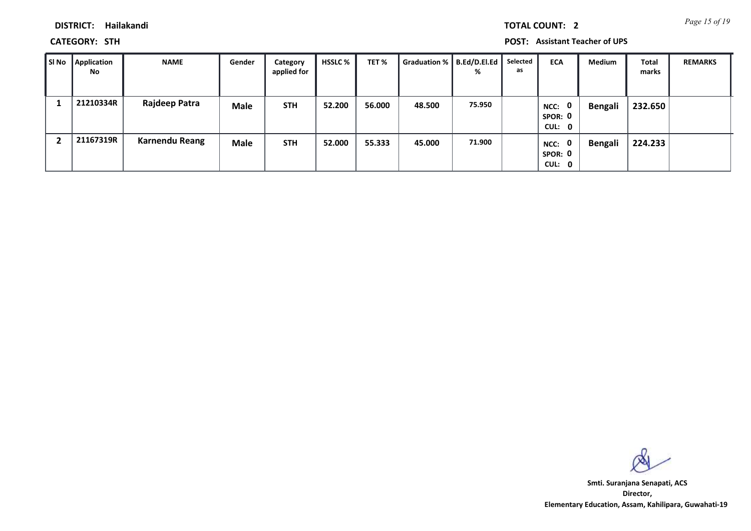**DISTRICT:** Hailakandi

**CATEGORY:** STH

**TOTAL COUNT:** 2

**POST:** Assistant Teacher of UPS

| Sl No | Application No | NAME | Gender | Category applied for | HSSLC % | TET % | Graduation % | B.Ed/D.El.Ed % | Selected as | ECA | Medium | Total marks | REMARKS |
|---|---|---|---|---|---|---|---|---|---|---|---|---|---|
| 1 | 21210334R | Rajdeep Patra | Male | STH | 52.200 | 56.000 | 48.500 | 75.950 | | NCC: 0 SPOR: 0 CUL: 0 | Bengali | 232.650 | |
| 2 | 21167319R | Karnendu Reang | Male | STH | 52.000 | 55.333 | 45.000 | 71.900 | | NCC: 0 SPOR: 0 CUL: 0 | Bengali | 224.233 | |

**Smti. Suranjana Senapati, ACS**
**Director,**
**Elementary Education, Assam, Kahilipara, Guwahati-19**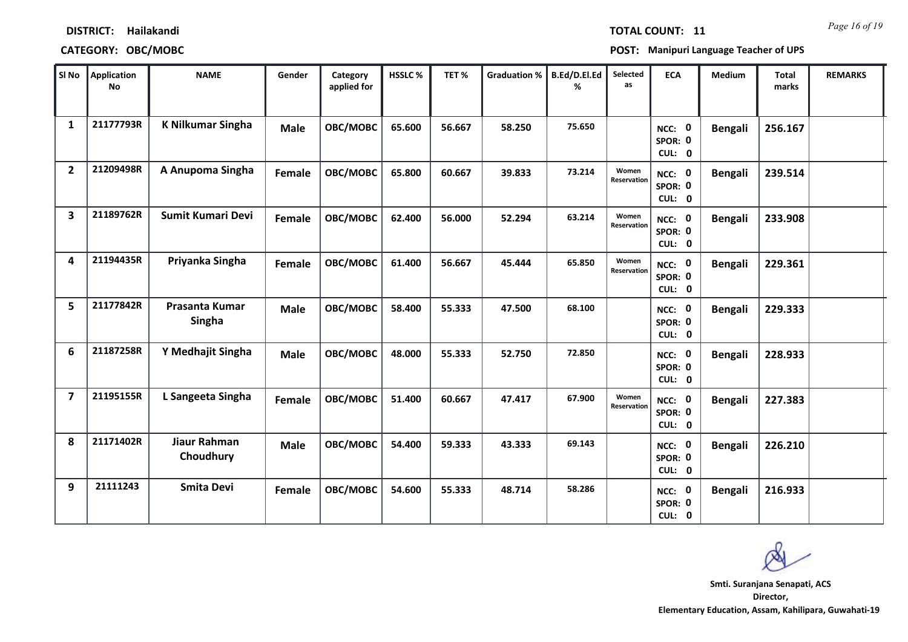**DISTRICT:** Hailakandi

**TOTAL COUNT:** 11

**CATEGORY:** OBC/MOBC

**POST:** Manipuri Language Teacher of UPS

| Sl No | Application No | NAME | Gender | Category applied for | HSSLC % | TET % | Graduation % | B.Ed/D.El.Ed % | Selected as | ECA | Medium | Total marks | REMARKS |
|---|---|---|---|---|---|---|---|---|---|---|---|---|---|
| 1 | 21177793R | K Nilkumar Singha | Male | OBC/MOBC | 65.600 | 56.667 | 58.250 | 75.650 | | NCC: 0 SPOR: 0 CUL: 0 | Bengali | 256.167 | |
| 2 | 21209498R | A Anupoma Singha | Female | OBC/MOBC | 65.800 | 60.667 | 39.833 | 73.214 | Women Reservation | NCC: 0 SPOR: 0 CUL: 0 | Bengali | 239.514 | |
| 3 | 21189762R | Sumit Kumari Devi | Female | OBC/MOBC | 62.400 | 56.000 | 52.294 | 63.214 | Women Reservation | NCC: 0 SPOR: 0 CUL: 0 | Bengali | 233.908 | |
| 4 | 21194435R | Priyanka Singha | Female | OBC/MOBC | 61.400 | 56.667 | 45.444 | 65.850 | Women Reservation | NCC: 0 SPOR: 0 CUL: 0 | Bengali | 229.361 | |
| 5 | 21177842R | Prasanta Kumar Singha | Male | OBC/MOBC | 58.400 | 55.333 | 47.500 | 68.100 | | NCC: 0 SPOR: 0 CUL: 0 | Bengali | 229.333 | |
| 6 | 21187258R | Y Medhajit Singha | Male | OBC/MOBC | 48.000 | 55.333 | 52.750 | 72.850 | | NCC: 0 SPOR: 0 CUL: 0 | Bengali | 228.933 | |
| 7 | 21195155R | L Sangeeta Singha | Female | OBC/MOBC | 51.400 | 60.667 | 47.417 | 67.900 | Women Reservation | NCC: 0 SPOR: 0 CUL: 0 | Bengali | 227.383 | |
| 8 | 21171402R | Jiaur Rahman Choudhury | Male | OBC/MOBC | 54.400 | 59.333 | 43.333 | 69.143 | | NCC: 0 SPOR: 0 CUL: 0 | Bengali | 226.210 | |
| 9 | 21111243 | Smita Devi | Female | OBC/MOBC | 54.600 | 55.333 | 48.714 | 58.286 | | NCC: 0 SPOR: 0 CUL: 0 | Bengali | 216.933 | |

**Smti. Suranjana Senapati, ACS**
**Director,**
**Elementary Education, Assam, Kahilipara, Guwahati-19**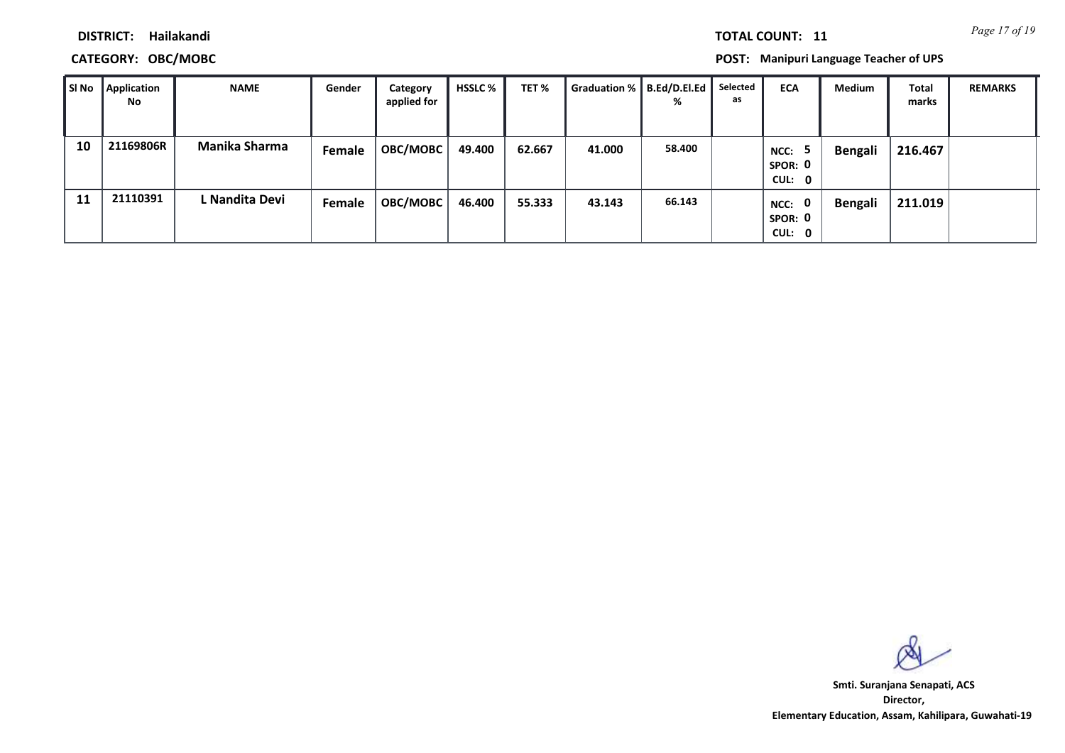**DISTRICT:** Hailakandi

**TOTAL COUNT:** 11

**CATEGORY:** OBC/MOBC

**POST:** Manipuri Language Teacher of UPS

| Sl No | Application No | NAME | Gender | Category applied for | HSSLC % | TET % | Graduation % | B.Ed/D.El.Ed % | Selected as | ECA | Medium | Total marks | REMARKS |
|---|---|---|---|---|---|---|---|---|---|---|---|---|---|
| 10 | 21169806R | Manika Sharma | Female | OBC/MOBC | 49.400 | 62.667 | 41.000 | 58.400 | | NCC: 5 SPOR: 0 CUL: 0 | Bengali | 216.467 | |
| 11 | 21110391 | L Nandita Devi | Female | OBC/MOBC | 46.400 | 55.333 | 43.143 | 66.143 | | NCC: 0 SPOR: 0 CUL: 0 | Bengali | 211.019 | |

Smti. Suranjana Senapati, ACS
Director,
Elementary Education, Assam, Kahilipara, Guwahati-19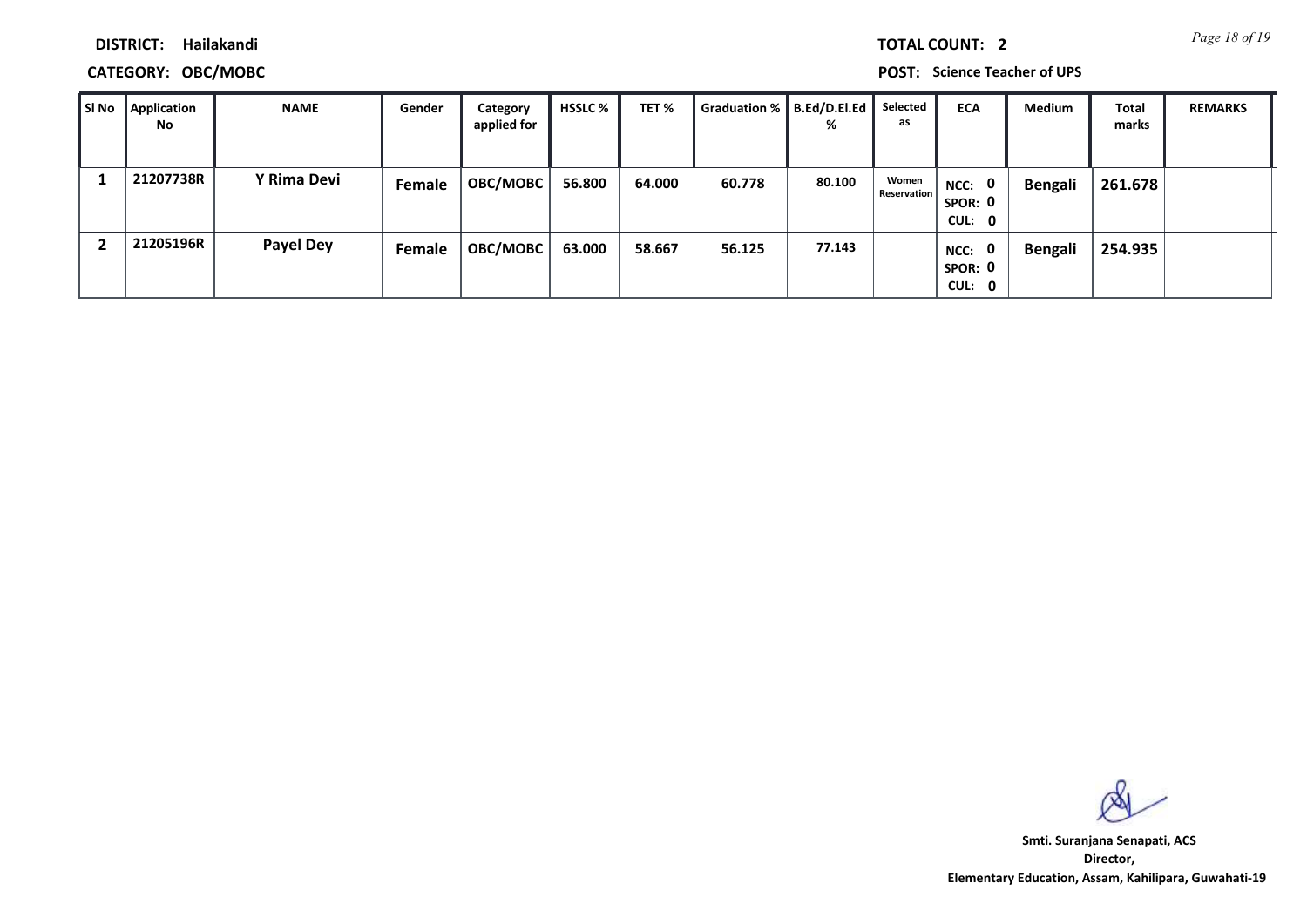**DISTRICT:** Hailakandi

**TOTAL COUNT:** 2

**CATEGORY:** OBC/MOBC

**POST:** Science Teacher of UPS

| Sl No | Application No | NAME | Gender | Category applied for | HSSLC % | TET % | Graduation % | B.Ed/D.El.Ed % | Selected as | ECA | Medium | Total marks | REMARKS |
|---|---|---|---|---|---|---|---|---|---|---|---|---|---|
| 1 | 21207738R | Y Rima Devi | Female | OBC/MOBC | 56.800 | 64.000 | 60.778 | 80.100 | Women Reservation | NCC: 0 SPOR: 0 CUL: 0 | Bengali | 261.678 | |
| 2 | 21205196R | Payel Dey | Female | OBC/MOBC | 63.000 | 58.667 | 56.125 | 77.143 | | NCC: 0 SPOR: 0 CUL: 0 | Bengali | 254.935 | |

**Smti. Suranjana Senapati, ACS**
**Director,**
**Elementary Education, Assam, Kahilipara, Guwahati-19**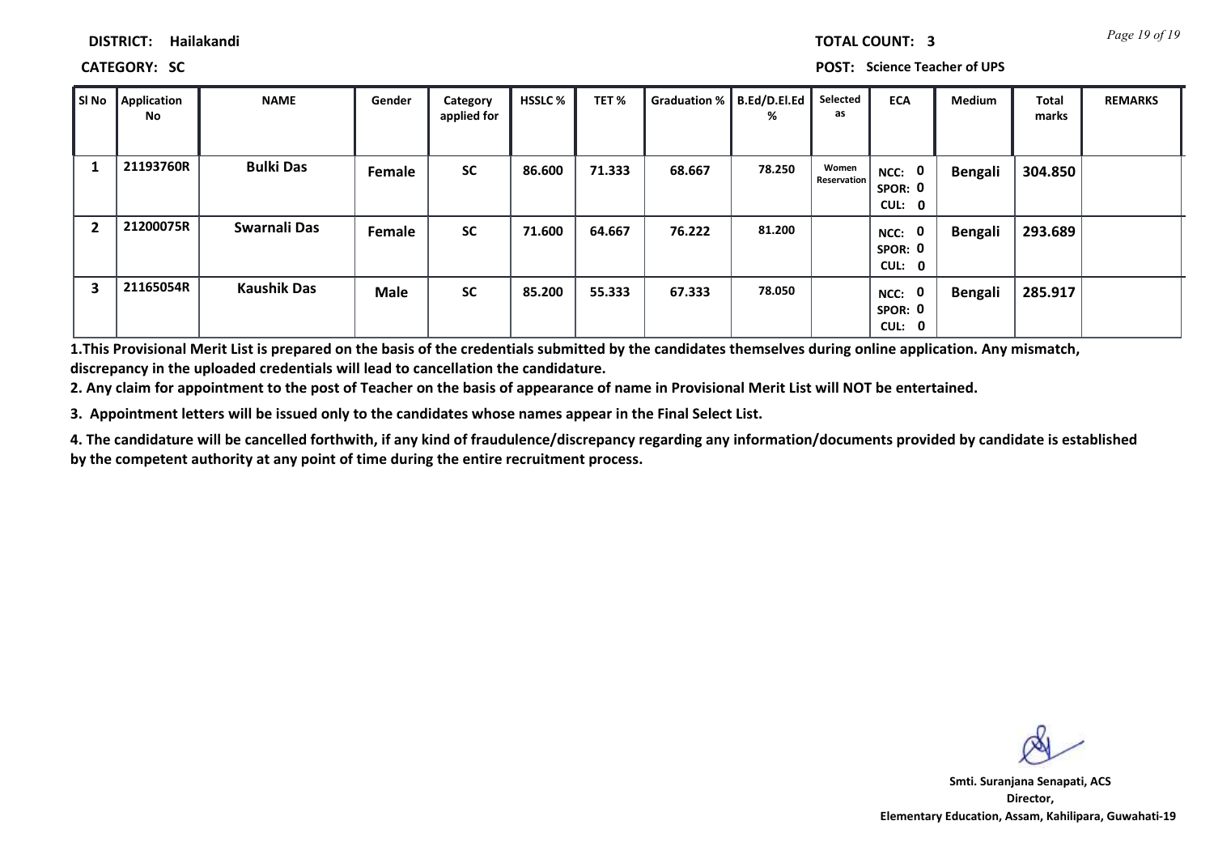**DISTRICT: Hailakandi** **TOTAL COUNT: 3**

**CATEGORY: SC** **POST: Science Teacher of UPS**

| Sl No | Application No | NAME | Gender | Category applied for | HSSLC % | TET % | Graduation % | B.Ed/D.El.Ed % | Selected as | ECA | Medium | Total marks | REMARKS |
|---|---|---|---|---|---|---|---|---|---|---|---|---|---|
| 1 | 21193760R | Bulki Das | Female | SC | 86.600 | 71.333 | 68.667 | 78.250 | Women Reservation | NCC: 0 SPOR: 0 CUL: 0 | Bengali | 304.850 | |
| 2 | 21200075R | Swarnali Das | Female | SC | 71.600 | 64.667 | 76.222 | 81.200 | | NCC: 0 SPOR: 0 CUL: 0 | Bengali | 293.689 | |
| 3 | 21165054R | Kaushik Das | Male | SC | 85.200 | 55.333 | 67.333 | 78.050 | | NCC: 0 SPOR: 0 CUL: 0 | Bengali | 285.917 | |

**1.This Provisional Merit List is prepared on the basis of the credentials submitted by the candidates themselves during online application. Any mismatch, discrepancy in the uploaded credentials will lead to cancellation the candidature.**

**2. Any claim for appointment to the post of Teacher on the basis of appearance of name in Provisional Merit List will NOT be entertained.**

**3. Appointment letters will be issued only to the candidates whose names appear in the Final Select List.**

**4. The candidature will be cancelled forthwith, if any kind of fraudulence/discrepancy regarding any information/documents provided by candidate is established by the competent authority at any point of time during the entire recruitment process.**

**Smti. Suranjana Senapati, ACS**
**Director,**
**Elementary Education, Assam, Kahilipara, Guwahati-19**